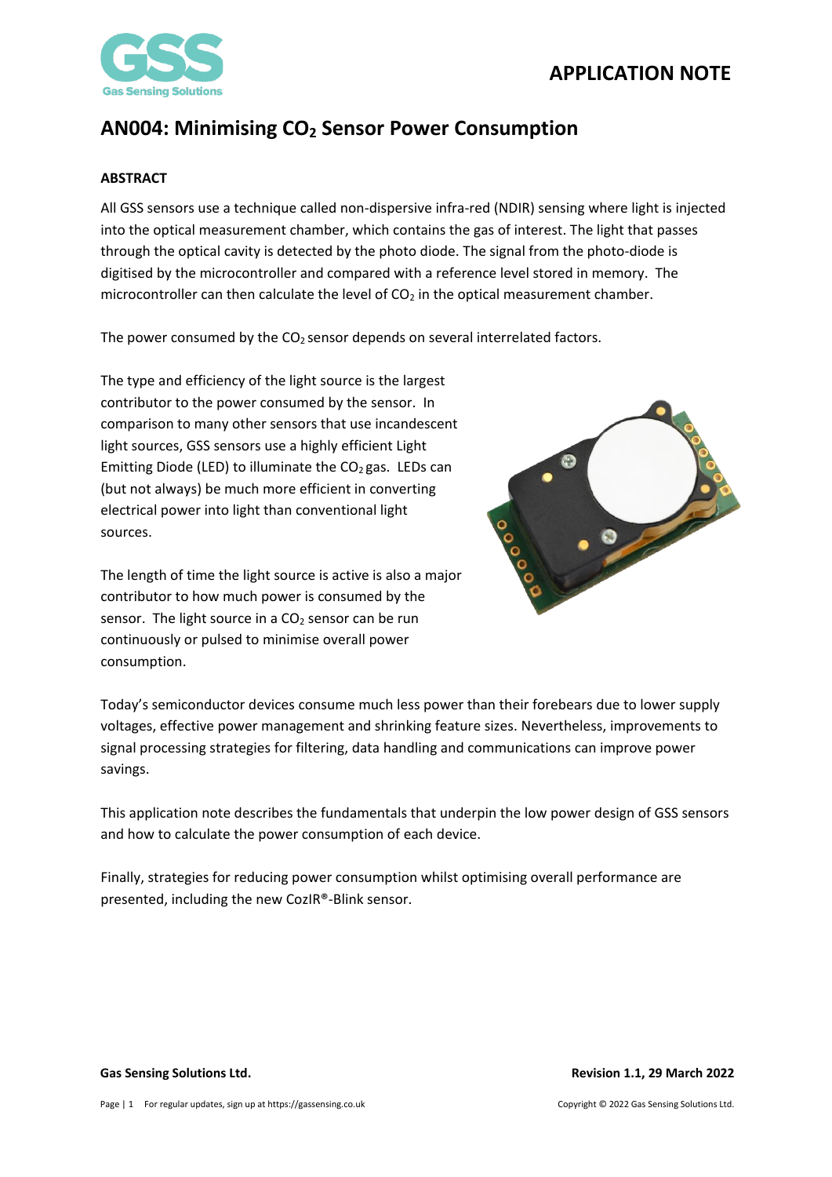# AN004: Minimising $CO_2$ Sensor Power Consumption

**ABSTRACT**

All GSS sensors use a technique called non-dispersive infra-red (NDIR) sensing where light is injected into the optical measurement chamber, which contains the gas of interest. The light that passes through the optical cavity is detected by the photo diode. The signal from the photo-diode is digitised by the microcontroller and compared with a reference level stored in memory. The microcontroller can then calculate the level of $CO_2$ in the optical measurement chamber.

The power consumed by the $CO_2$ sensor depends on several interrelated factors.

The type and efficiency of the light source is the largest contributor to the power consumed by the sensor. In comparison to many other sensors that use incandescent light sources, GSS sensors use a highly efficient Light Emitting Diode (LED) to illuminate the $CO_2$ gas. LEDs can (but not always) be much more efficient in converting electrical power into light than conventional light sources.

The length of time the light source is active is also a major contributor to how much power is consumed by the sensor. The light source in a $CO_2$ sensor can be run continuously or pulsed to minimise overall power consumption.

Today's semiconductor devices consume much less power than their forebears due to lower supply voltages, effective power management and shrinking feature sizes. Nevertheless, improvements to signal processing strategies for filtering, data handling and communications can improve power savings.

This application note describes the fundamentals that underpin the low power design of GSS sensors and how to calculate the power consumption of each device.

Finally, strategies for reducing power consumption whilst optimising overall performance are presented, including the new CozIR®-Blink sensor.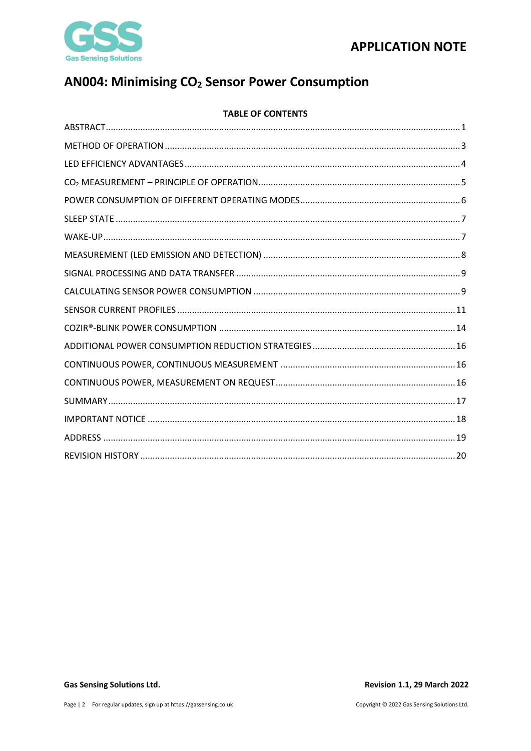# AN004: Minimising $CO_2$ Sensor Power Consumption

**TABLE OF CONTENTS**

| | |
|---|---|
| ABSTRACT | 1 |
| METHOD OF OPERATION | 3 |
| LED EFFICIENCY ADVANTAGES | 4 |
| $CO_2$ MEASUREMENT – PRINCIPLE OF OPERATION | 5 |
| POWER CONSUMPTION OF DIFFERENT OPERATING MODES | 6 |
| SLEEP STATE | 7 |
| WAKE-UP | 7 |
| MEASUREMENT (LED EMISSION AND DETECTION) | 8 |
| SIGNAL PROCESSING AND DATA TRANSFER | 9 |
| CALCULATING SENSOR POWER CONSUMPTION | 9 |
| SENSOR CURRENT PROFILES | 11 |
| COZIR®-BLINK POWER CONSUMPTION | 14 |
| ADDITIONAL POWER CONSUMPTION REDUCTION STRATEGIES | 16 |
| CONTINUOUS POWER, CONTINUOUS MEASUREMENT | 16 |
| CONTINUOUS POWER, MEASUREMENT ON REQUEST | 16 |
| SUMMARY | 17 |
| IMPORTANT NOTICE | 18 |
| ADDRESS | 19 |
| REVISION HISTORY | 20 |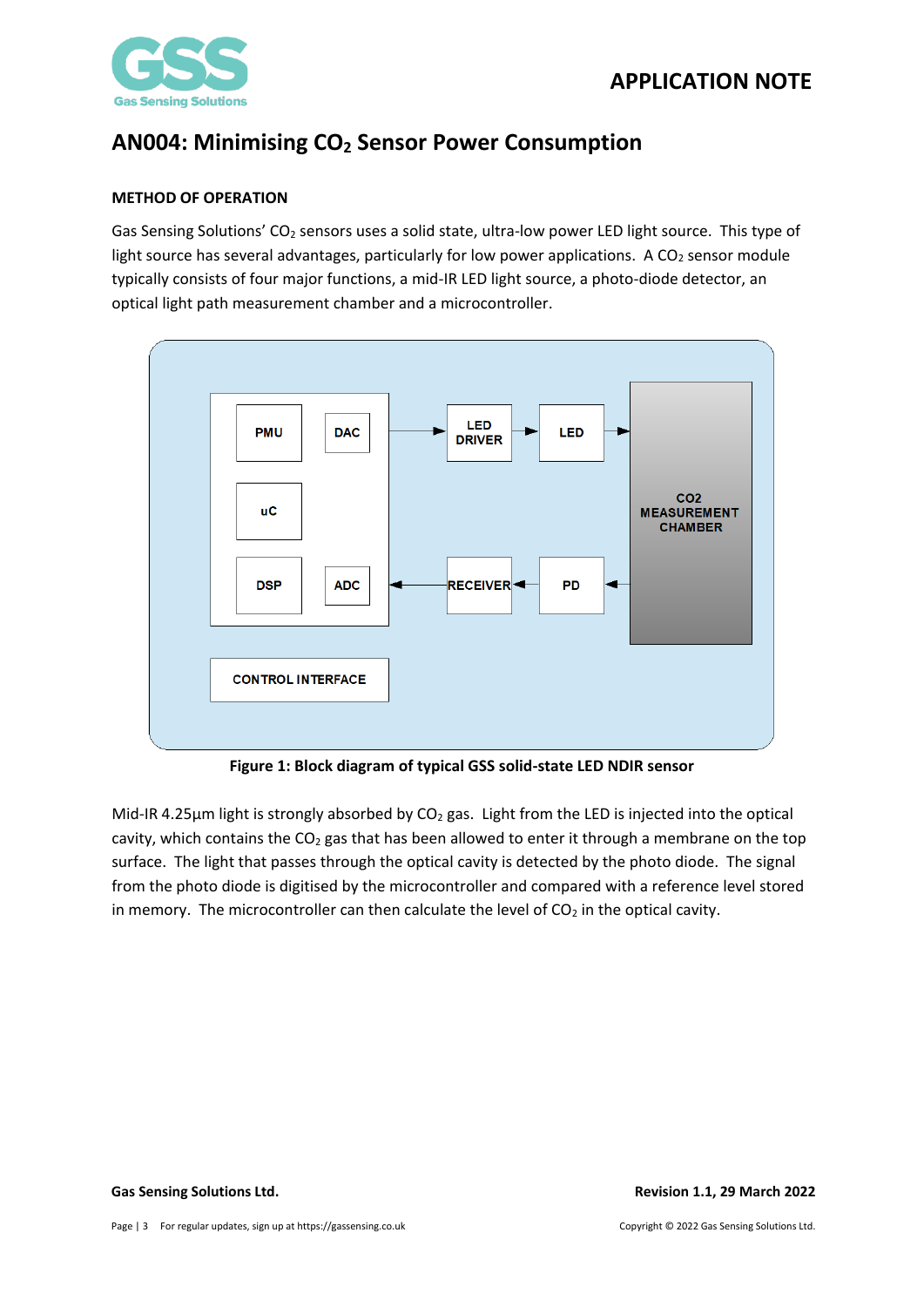# AN004: Minimising $CO_2$ Sensor Power Consumption

**METHOD OF OPERATION**

Gas Sensing Solutions' $CO_2$ sensors uses a solid state, ultra-low power LED light source. This type of light source has several advantages, particularly for low power applications. A $CO_2$ sensor module typically consists of four major functions, a mid-IR LED light source, a photo-diode detector, an optical light path measurement chamber and a microcontroller.

**Figure 1: Block diagram of typical GSS solid-state LED NDIR sensor**

Mid-IR 4.25µm light is strongly absorbed by $CO_2$ gas. Light from the LED is injected into the optical cavity, which contains the $CO_2$ gas that has been allowed to enter it through a membrane on the top surface. The light that passes through the optical cavity is detected by the photo diode. The signal from the photo diode is digitised by the microcontroller and compared with a reference level stored in memory. The microcontroller can then calculate the level of $CO_2$ in the optical cavity.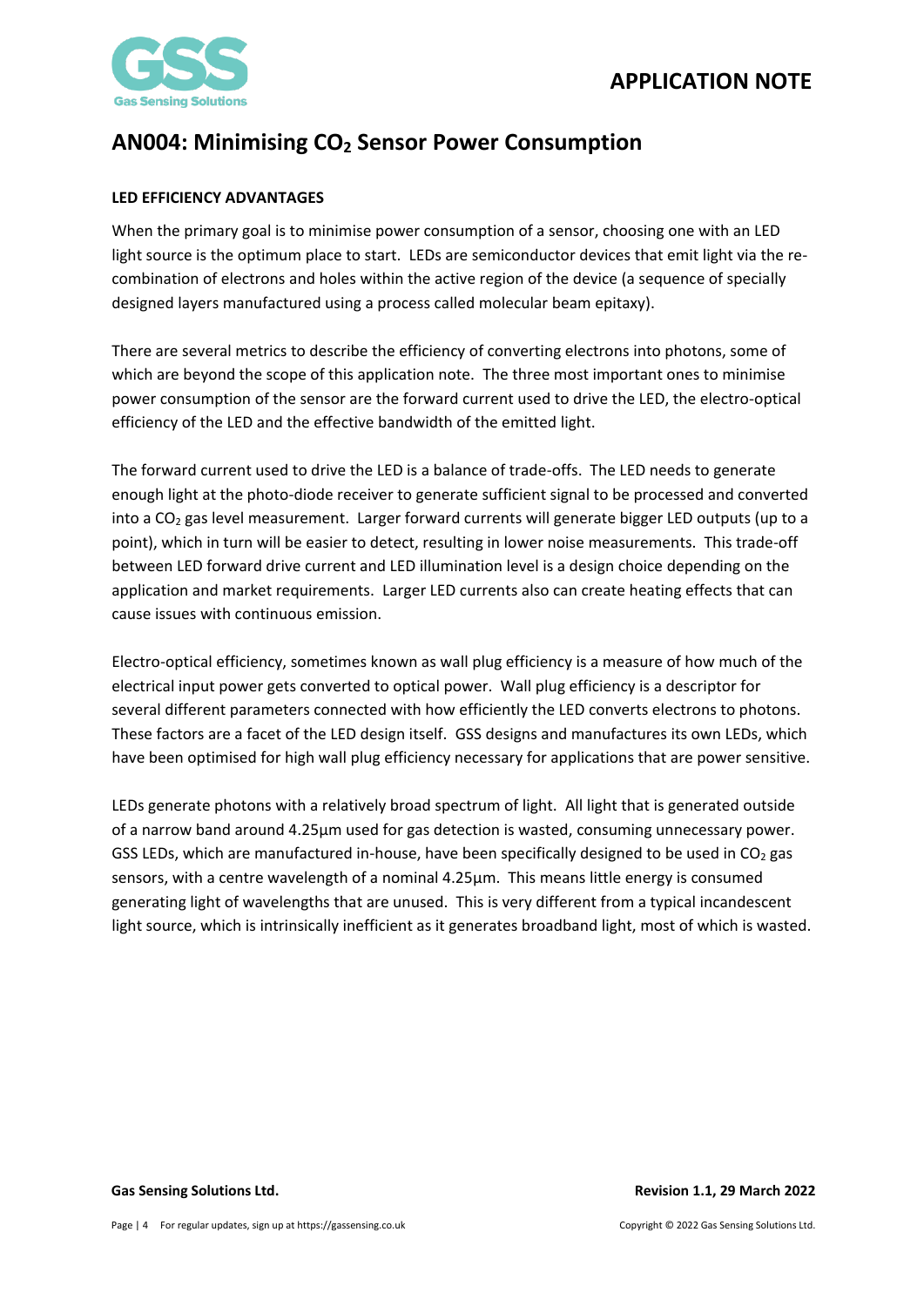## AN004: Minimising $CO_2$ Sensor Power Consumption

**LED EFFICIENCY ADVANTAGES**

When the primary goal is to minimise power consumption of a sensor, choosing one with an LED light source is the optimum place to start. LEDs are semiconductor devices that emit light via the re-combination of electrons and holes within the active region of the device (a sequence of specially designed layers manufactured using a process called molecular beam epitaxy).

There are several metrics to describe the efficiency of converting electrons into photons, some of which are beyond the scope of this application note. The three most important ones to minimise power consumption of the sensor are the forward current used to drive the LED, the electro-optical efficiency of the LED and the effective bandwidth of the emitted light.

The forward current used to drive the LED is a balance of trade-offs. The LED needs to generate enough light at the photo-diode receiver to generate sufficient signal to be processed and converted into a $CO_2$ gas level measurement. Larger forward currents will generate bigger LED outputs (up to a point), which in turn will be easier to detect, resulting in lower noise measurements. This trade-off between LED forward drive current and LED illumination level is a design choice depending on the application and market requirements. Larger LED currents also can create heating effects that can cause issues with continuous emission.

Electro-optical efficiency, sometimes known as wall plug efficiency is a measure of how much of the electrical input power gets converted to optical power. Wall plug efficiency is a descriptor for several different parameters connected with how efficiently the LED converts electrons to photons. These factors are a facet of the LED design itself. GSS designs and manufactures its own LEDs, which have been optimised for high wall plug efficiency necessary for applications that are power sensitive.

LEDs generate photons with a relatively broad spectrum of light. All light that is generated outside of a narrow band around 4.25µm used for gas detection is wasted, consuming unnecessary power. GSS LEDs, which are manufactured in-house, have been specifically designed to be used in $CO_2$ gas sensors, with a centre wavelength of a nominal 4.25µm. This means little energy is consumed generating light of wavelengths that are unused. This is very different from a typical incandescent light source, which is intrinsically inefficient as it generates broadband light, most of which is wasted.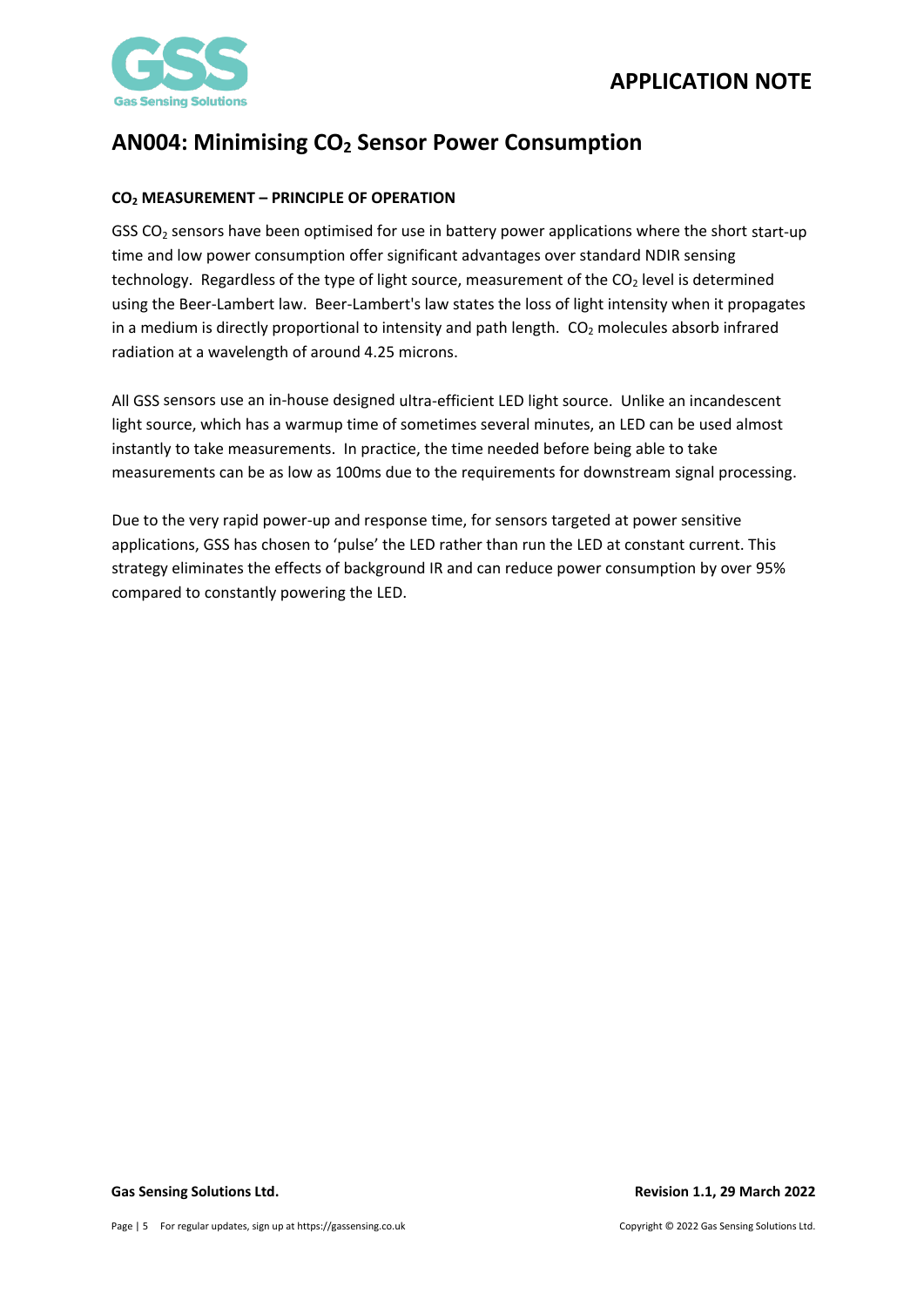# AN004: Minimising $CO_2$ Sensor Power Consumption

**$CO_2$ MEASUREMENT – PRINCIPLE OF OPERATION**

GSS $CO_2$ sensors have been optimised for use in battery power applications where the short start-up time and low power consumption offer significant advantages over standard NDIR sensing technology. Regardless of the type of light source, measurement of the $CO_2$ level is determined using the Beer-Lambert law. Beer-Lambert's law states the loss of light intensity when it propagates in a medium is directly proportional to intensity and path length. $CO_2$ molecules absorb infrared radiation at a wavelength of around 4.25 microns.

All GSS sensors use an in-house designed ultra-efficient LED light source. Unlike an incandescent light source, which has a warmup time of sometimes several minutes, an LED can be used almost instantly to take measurements. In practice, the time needed before being able to take measurements can be as low as 100ms due to the requirements for downstream signal processing.

Due to the very rapid power-up and response time, for sensors targeted at power sensitive applications, GSS has chosen to 'pulse' the LED rather than run the LED at constant current. This strategy eliminates the effects of background IR and can reduce power consumption by over 95% compared to constantly powering the LED.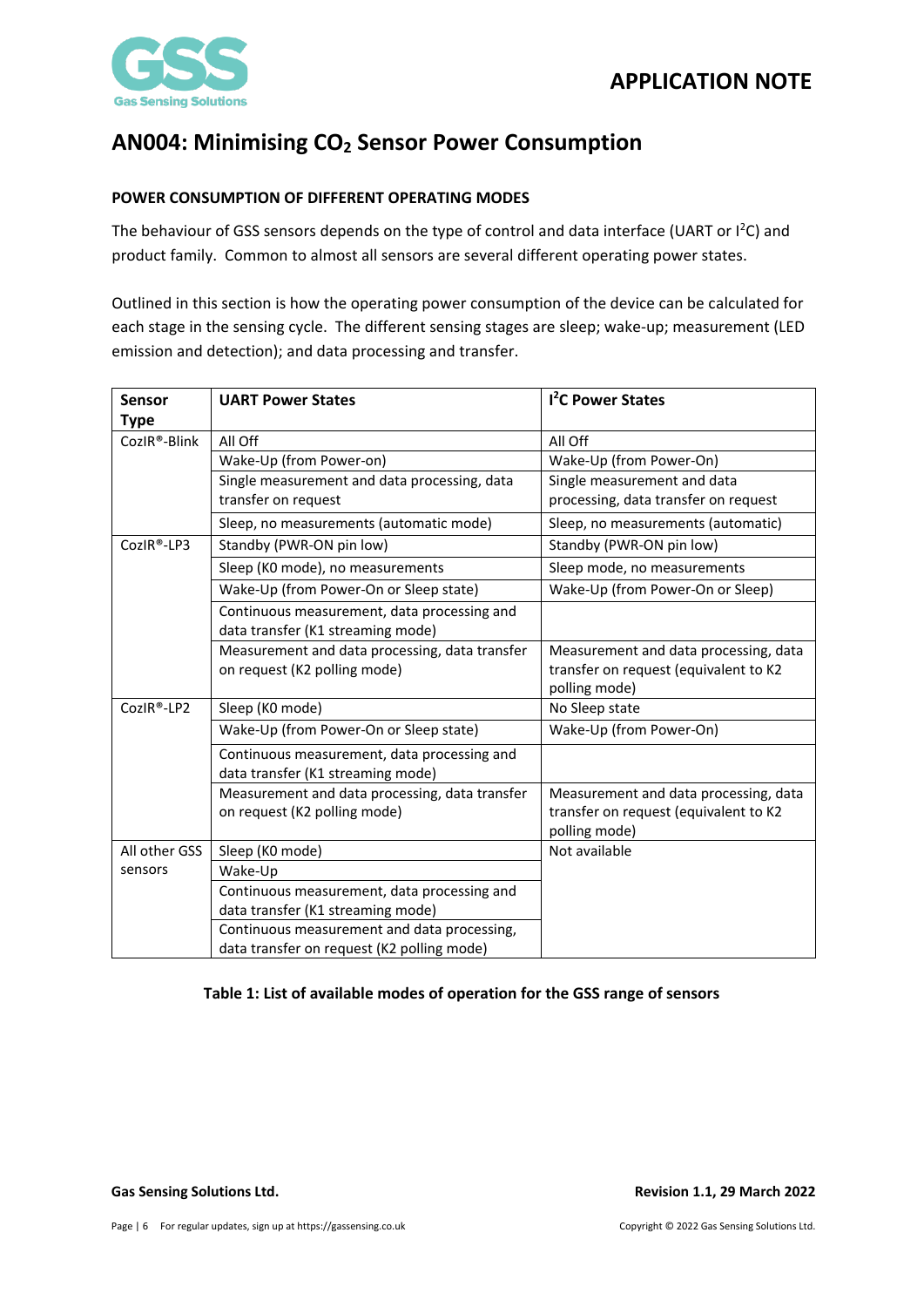# AN004: Minimising $CO_2$ Sensor Power Consumption

## POWER CONSUMPTION OF DIFFERENT OPERATING MODES

The behaviour of GSS sensors depends on the type of control and data interface (UART or $I^2C$) and product family. Common to almost all sensors are several different operating power states.

Outlined in this section is how the operating power consumption of the device can be calculated for each stage in the sensing cycle. The different sensing stages are sleep; wake-up; measurement (LED emission and detection); and data processing and transfer.

| Sensor Type | UART Power States | $I^2C$ Power States |
|---|---|---|
| CozIR®-Blink | All Off | All Off |
| | Wake-Up (from Power-on) | Wake-Up (from Power-On) |
| | Single measurement and data processing, data transfer on request | Single measurement and data processing, data transfer on request |
| | Sleep, no measurements (automatic mode) | Sleep, no measurements (automatic) |
| CozIR®-LP3 | Standby (PWR-ON pin low) | Standby (PWR-ON pin low) |
| | Sleep (K0 mode), no measurements | Sleep mode, no measurements |
| | Wake-Up (from Power-On or Sleep state) | Wake-Up (from Power-On or Sleep) |
| | Continuous measurement, data processing and data transfer (K1 streaming mode) | |
| | Measurement and data processing, data transfer on request (K2 polling mode) | Measurement and data processing, data transfer on request (equivalent to K2 polling mode) |
| CozIR®-LP2 | Sleep (K0 mode) | No Sleep state |
| | Wake-Up (from Power-On or Sleep state) | Wake-Up (from Power-On) |
| | Continuous measurement, data processing and data transfer (K1 streaming mode) | |
| | Measurement and data processing, data transfer on request (K2 polling mode) | Measurement and data processing, data transfer on request (equivalent to K2 polling mode) |
| All other GSS sensors | Sleep (K0 mode) | Not available |
| | Wake-Up | |
| | Continuous measurement, data processing and data transfer (K1 streaming mode) | |
| | Continuous measurement and data processing, data transfer on request (K2 polling mode) | |

**Table 1: List of available modes of operation for the GSS range of sensors**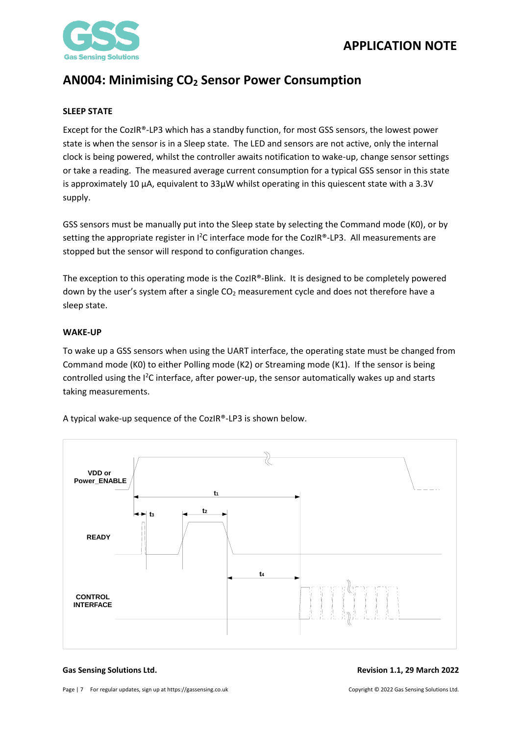## AN004: Minimising $CO_2$ Sensor Power Consumption

### SLEEP STATE

Except for the CozIR®-LP3 which has a standby function, for most GSS sensors, the lowest power state is when the sensor is in a Sleep state. The LED and sensors are not active, only the internal clock is being powered, whilst the controller awaits notification to wake-up, change sensor settings or take a reading. The measured average current consumption for a typical GSS sensor in this state is approximately 10 µA, equivalent to 33µW whilst operating in this quiescent state with a 3.3V supply.

GSS sensors must be manually put into the Sleep state by selecting the Command mode (K0), or by setting the appropriate register in I²C interface mode for the CozIR®-LP3. All measurements are stopped but the sensor will respond to configuration changes.

The exception to this operating mode is the CozIR®-Blink. It is designed to be completely powered down by the user's system after a single $CO_2$ measurement cycle and does not therefore have a sleep state.

### WAKE-UP

To wake up a GSS sensors when using the UART interface, the operating state must be changed from Command mode (K0) to either Polling mode (K2) or Streaming mode (K1). If the sensor is being controlled using the I²C interface, after power-up, the sensor automatically wakes up and starts taking measurements.

A typical wake-up sequence of the CozIR®-LP3 is shown below.

VDD or Power_ENABLE

$t_1$

$t_3$

$t_2$

READY

$t_4$

CONTROL INTERFACE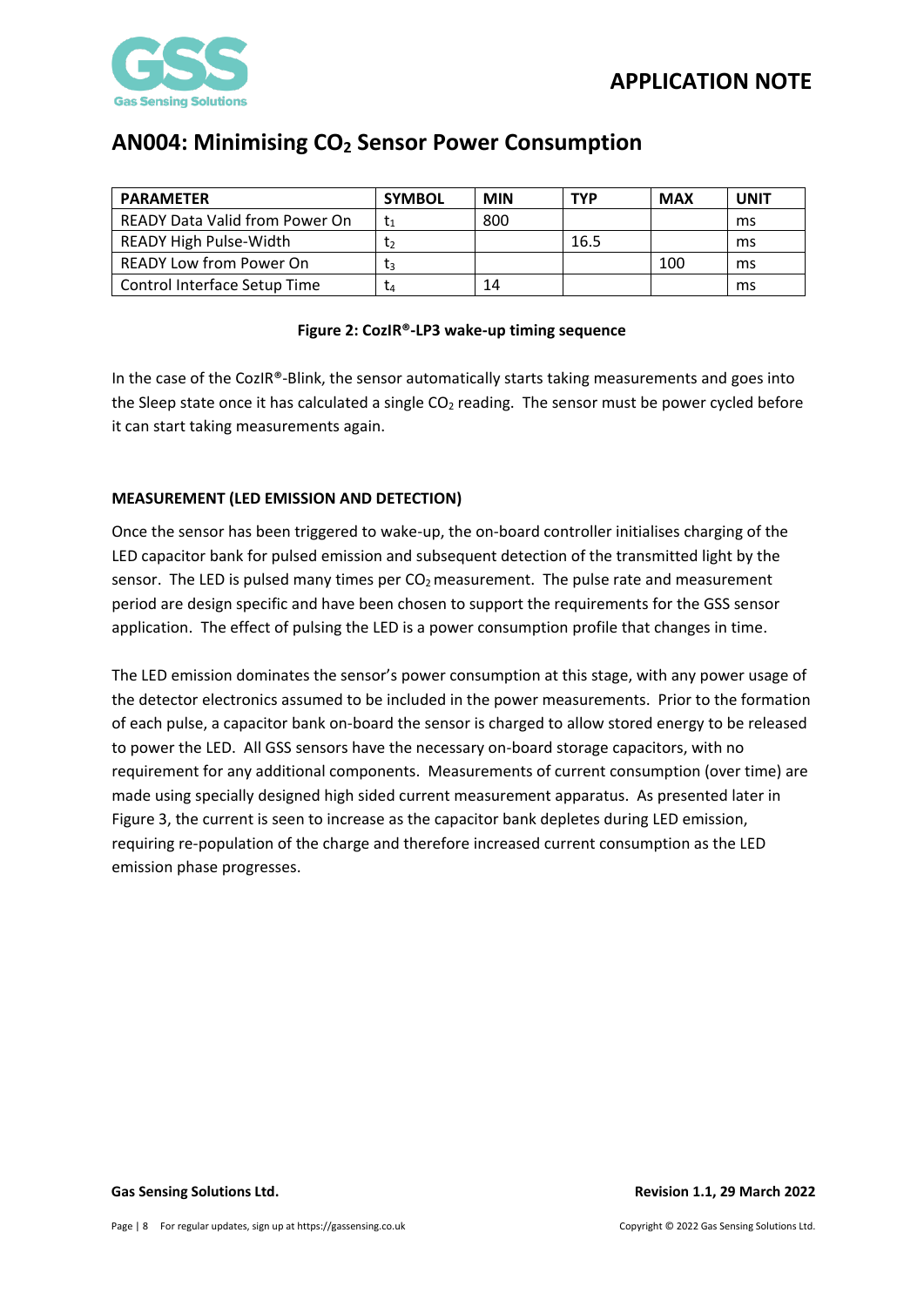# AN004: Minimising $CO_2$ Sensor Power Consumption

| PARAMETER | SYMBOL | MIN | TYP | MAX | UNIT |
|---|---|---|---|---|---|
| READY Data Valid from Power On | $t_1$ | 800 | | | ms |
| READY High Pulse-Width | $t_2$ | | 16.5 | | ms |
| READY Low from Power On | $t_3$ | | | 100 | ms |
| Control Interface Setup Time | $t_4$ | 14 | | | ms |

**Figure 2: CozIR®-LP3 wake-up timing sequence**

In the case of the CozIR®-Blink, the sensor automatically starts taking measurements and goes into the Sleep state once it has calculated a single $CO_2$ reading. The sensor must be power cycled before it can start taking measurements again.

**MEASUREMENT (LED EMISSION AND DETECTION)**

Once the sensor has been triggered to wake-up, the on-board controller initialises charging of the LED capacitor bank for pulsed emission and subsequent detection of the transmitted light by the sensor. The LED is pulsed many times per $CO_2$ measurement. The pulse rate and measurement period are design specific and have been chosen to support the requirements for the GSS sensor application. The effect of pulsing the LED is a power consumption profile that changes in time.

The LED emission dominates the sensor's power consumption at this stage, with any power usage of the detector electronics assumed to be included in the power measurements. Prior to the formation of each pulse, a capacitor bank on-board the sensor is charged to allow stored energy to be released to power the LED. All GSS sensors have the necessary on-board storage capacitors, with no requirement for any additional components. Measurements of current consumption (over time) are made using specially designed high sided current measurement apparatus. As presented later in Figure 3, the current is seen to increase as the capacitor bank depletes during LED emission, requiring re-population of the charge and therefore increased current consumption as the LED emission phase progresses.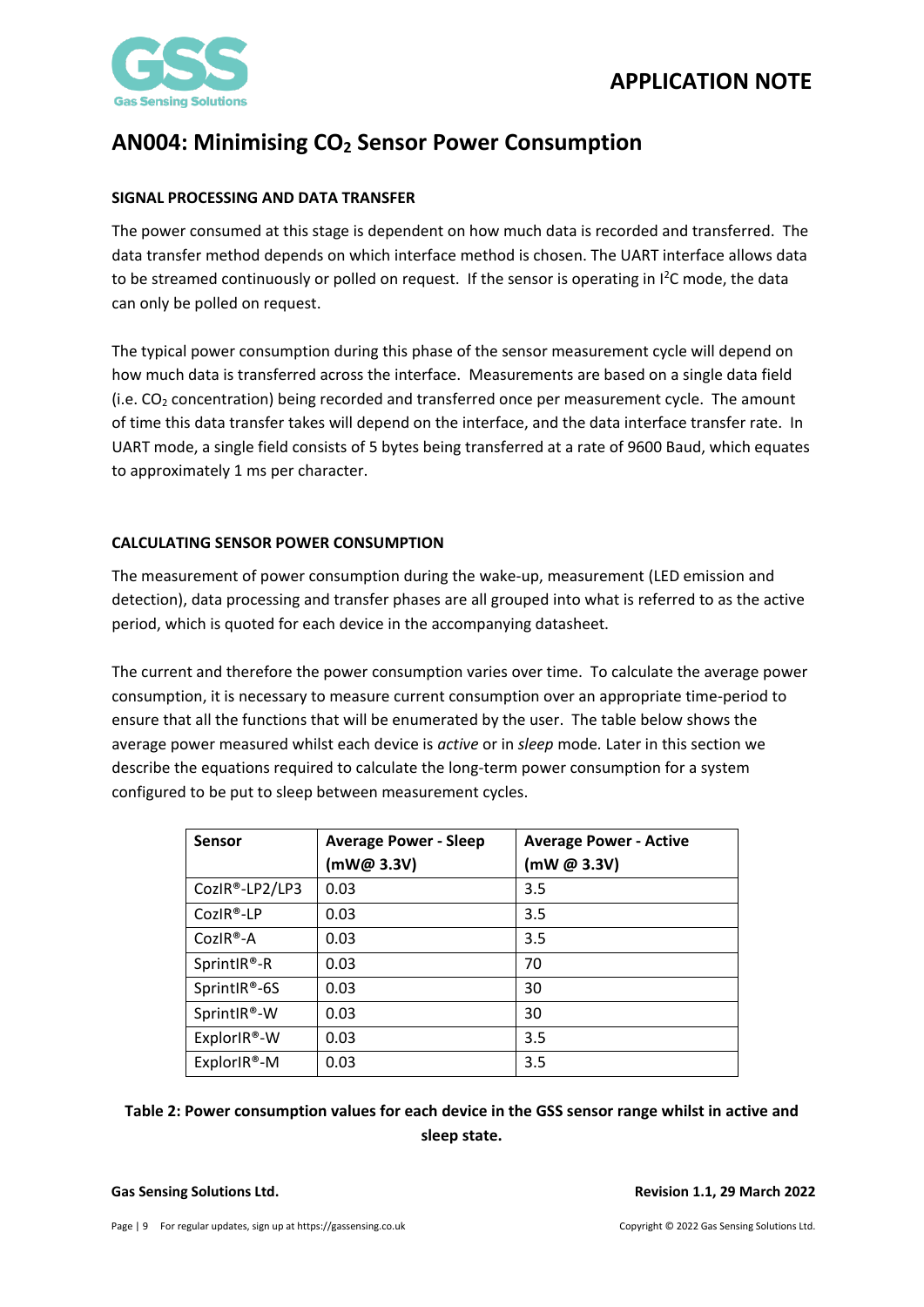# AN004: Minimising $CO_2$ Sensor Power Consumption

## SIGNAL PROCESSING AND DATA TRANSFER

The power consumed at this stage is dependent on how much data is recorded and transferred. The data transfer method depends on which interface method is chosen. The UART interface allows data to be streamed continuously or polled on request. If the sensor is operating in $I^2C$ mode, the data can only be polled on request.

The typical power consumption during this phase of the sensor measurement cycle will depend on how much data is transferred across the interface. Measurements are based on a single data field (i.e. $CO_2$ concentration) being recorded and transferred once per measurement cycle. The amount of time this data transfer takes will depend on the interface, and the data interface transfer rate. In UART mode, a single field consists of 5 bytes being transferred at a rate of 9600 Baud, which equates to approximately 1 ms per character.

## CALCULATING SENSOR POWER CONSUMPTION

The measurement of power consumption during the wake-up, measurement (LED emission and detection), data processing and transfer phases are all grouped into what is referred to as the active period, which is quoted for each device in the accompanying datasheet.

The current and therefore the power consumption varies over time. To calculate the average power consumption, it is necessary to measure current consumption over an appropriate time-period to ensure that all the functions that will be enumerated by the user. The table below shows the average power measured whilst each device is *active* or in *sleep* mode. Later in this section we describe the equations required to calculate the long-term power consumption for a system configured to be put to sleep between measurement cycles.

| Sensor | Average Power - Sleep (mW@ 3.3V) | Average Power - Active (mW @ 3.3V) |
|---|---|---|
| CozIR®-LP2/LP3 | 0.03 | 3.5 |
| CozIR®-LP | 0.03 | 3.5 |
| CozIR®-A | 0.03 | 3.5 |
| SprintIR®-R | 0.03 | 70 |
| SprintIR®-6S | 0.03 | 30 |
| SprintIR®-W | 0.03 | 30 |
| ExplorIR®-W | 0.03 | 3.5 |
| ExplorIR®-M | 0.03 | 3.5 |

**Table 2: Power consumption values for each device in the GSS sensor range whilst in active and sleep state.**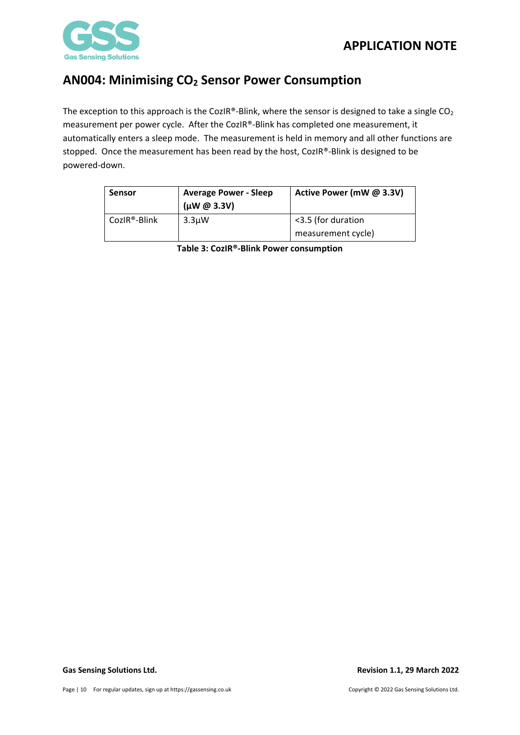# AN004: Minimising $CO_2$ Sensor Power Consumption

The exception to this approach is the CozIR®-Blink, where the sensor is designed to take a single $CO_2$ measurement per power cycle. After the CozIR®-Blink has completed one measurement, it automatically enters a sleep mode. The measurement is held in memory and all other functions are stopped. Once the measurement has been read by the host, CozIR®-Blink is designed to be powered-down.

| **Sensor** | **Average Power - Sleep (µW @ 3.3V)** | **Active Power (mW @ 3.3V)** |
|---|---|---|
| CozIR®-Blink | 3.3µW | <3.5 (for duration measurement cycle) |

**Table 3: CozIR®-Blink Power consumption**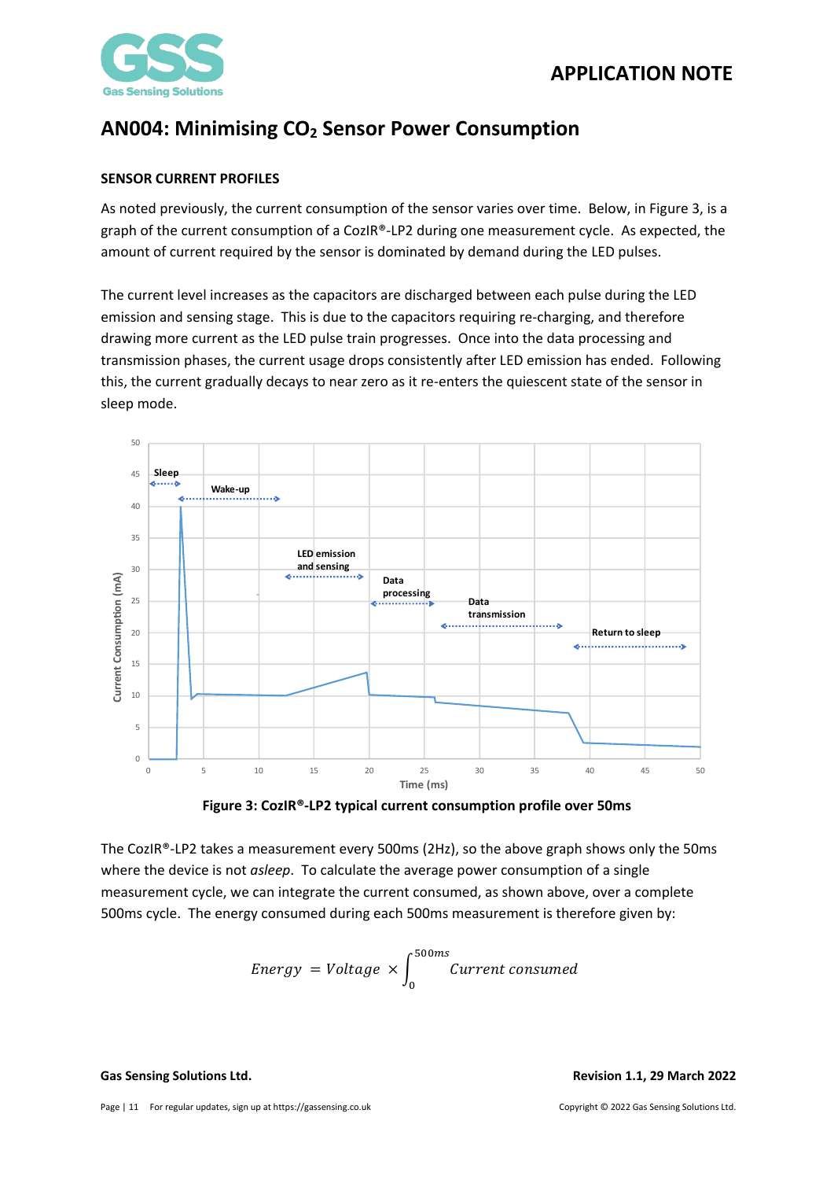# AN004: Minimising $CO_2$ Sensor Power Consumption

**SENSOR CURRENT PROFILES**

As noted previously, the current consumption of the sensor varies over time. Below, in Figure 3, is a graph of the current consumption of a CozIR®-LP2 during one measurement cycle. As expected, the amount of current required by the sensor is dominated by demand during the LED pulses.

The current level increases as the capacitors are discharged between each pulse during the LED emission and sensing stage. This is due to the capacitors requiring re-charging, and therefore drawing more current as the LED pulse train progresses. Once into the data processing and transmission phases, the current usage drops consistently after LED emission has ended. Following this, the current gradually decays to near zero as it re-enters the quiescent state of the sensor in sleep mode.

**Figure 3: CozIR®-LP2 typical current consumption profile over 50ms**

The CozIR®-LP2 takes a measurement every 500ms (2Hz), so the above graph shows only the 50ms where the device is not *asleep*. To calculate the average power consumption of a single measurement cycle, we can integrate the current consumed, as shown above, over a complete 500ms cycle. The energy consumed during each 500ms measurement is therefore given by:

$$Energy = Voltage \times \int_{0}^{500ms} Current\ consumed$$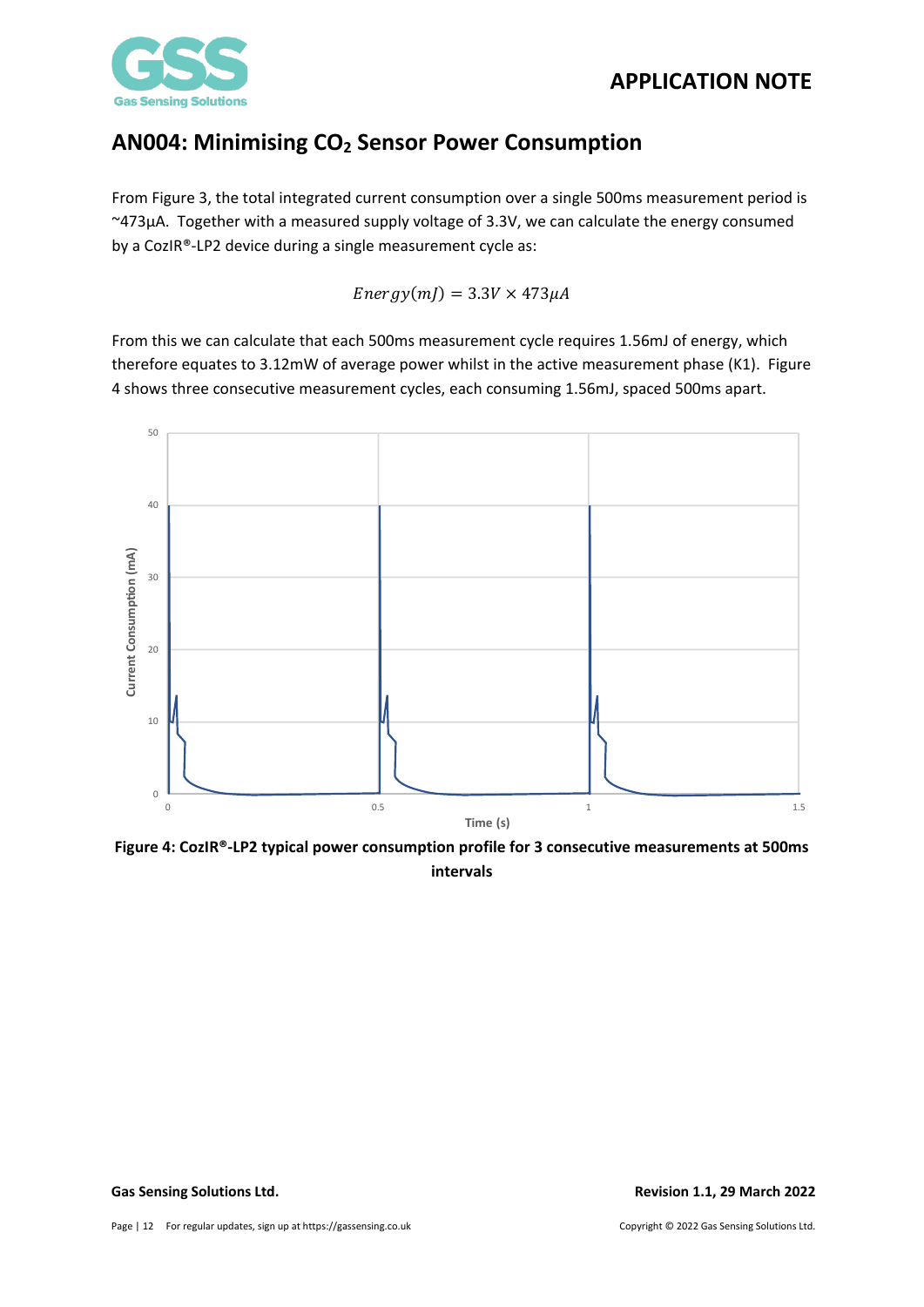## AN004: Minimising $CO_2$ Sensor Power Consumption

From Figure 3, the total integrated current consumption over a single 500ms measurement period is ~473µA. Together with a measured supply voltage of 3.3V, we can calculate the energy consumed by a CozIR®-LP2 device during a single measurement cycle as:

$$Energy(mJ) = 3.3V \times 473\mu A$$

From this we can calculate that each 500ms measurement cycle requires 1.56mJ of energy, which therefore equates to 3.12mW of average power whilst in the active measurement phase (K1). Figure 4 shows three consecutive measurement cycles, each consuming 1.56mJ, spaced 500ms apart.

**Figure 4: CozIR®-LP2 typical power consumption profile for 3 consecutive measurements at 500ms intervals**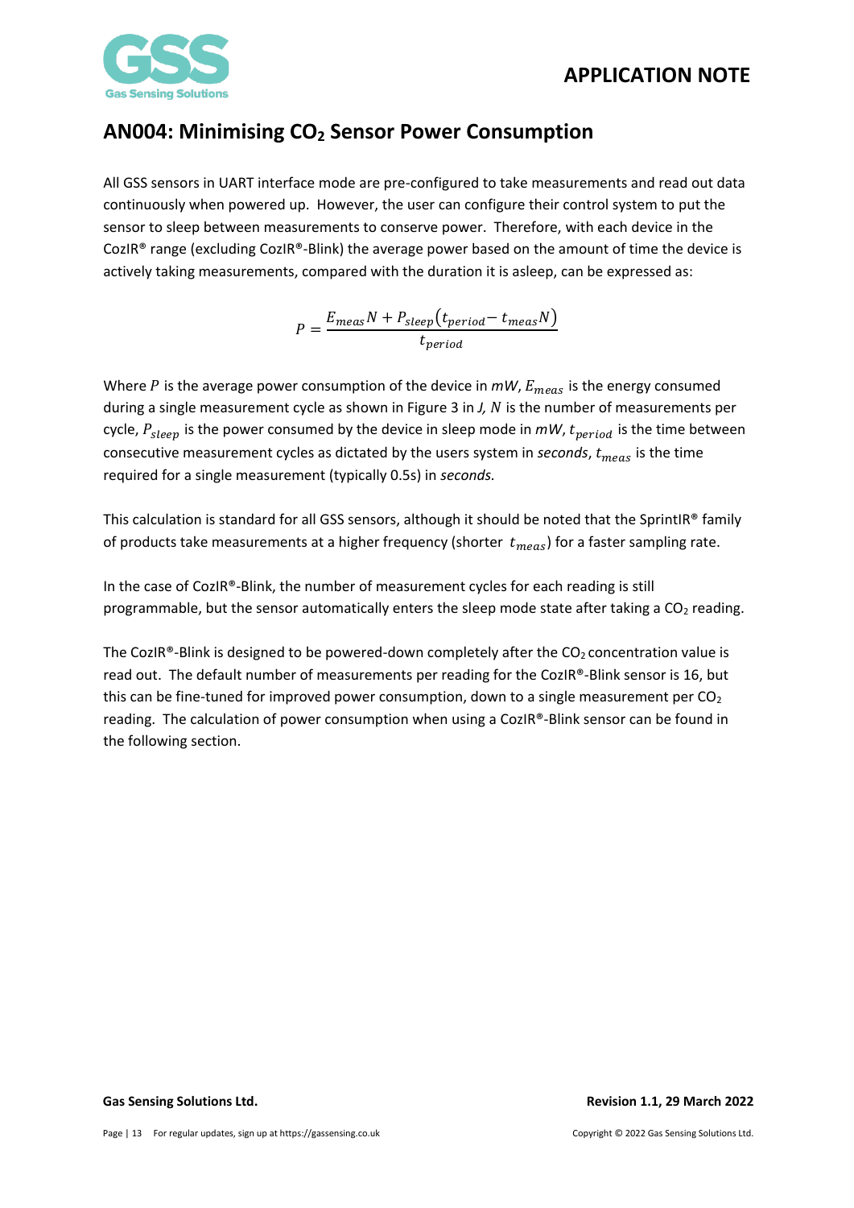## AN004: Minimising $CO_2$ Sensor Power Consumption

All GSS sensors in UART interface mode are pre-configured to take measurements and read out data continuously when powered up. However, the user can configure their control system to put the sensor to sleep between measurements to conserve power. Therefore, with each device in the CozIR® range (excluding CozIR®-Blink) the average power based on the amount of time the device is actively taking measurements, compared with the duration it is asleep, can be expressed as:

$$P = \frac{E_{meas}N + P_{sleep}(t_{period} - t_{meas}N)}{t_{period}}$$

Where $P$ is the average power consumption of the device in *mW*, $E_{meas}$ is the energy consumed during a single measurement cycle as shown in Figure 3 in *J*, $N$ is the number of measurements per cycle, $P_{sleep}$ is the power consumed by the device in sleep mode in *mW*, $t_{period}$ is the time between consecutive measurement cycles as dictated by the users system in *seconds*, $t_{meas}$ is the time required for a single measurement (typically 0.5s) in *seconds.*

This calculation is standard for all GSS sensors, although it should be noted that the SprintIR® family of products take measurements at a higher frequency (shorter $t_{meas}$) for a faster sampling rate.

In the case of CozIR®-Blink, the number of measurement cycles for each reading is still programmable, but the sensor automatically enters the sleep mode state after taking a $CO_2$ reading.

The CozIR®-Blink is designed to be powered-down completely after the $CO_2$ concentration value is read out. The default number of measurements per reading for the CozIR®-Blink sensor is 16, but this can be fine-tuned for improved power consumption, down to a single measurement per $CO_2$ reading. The calculation of power consumption when using a CozIR®-Blink sensor can be found in the following section.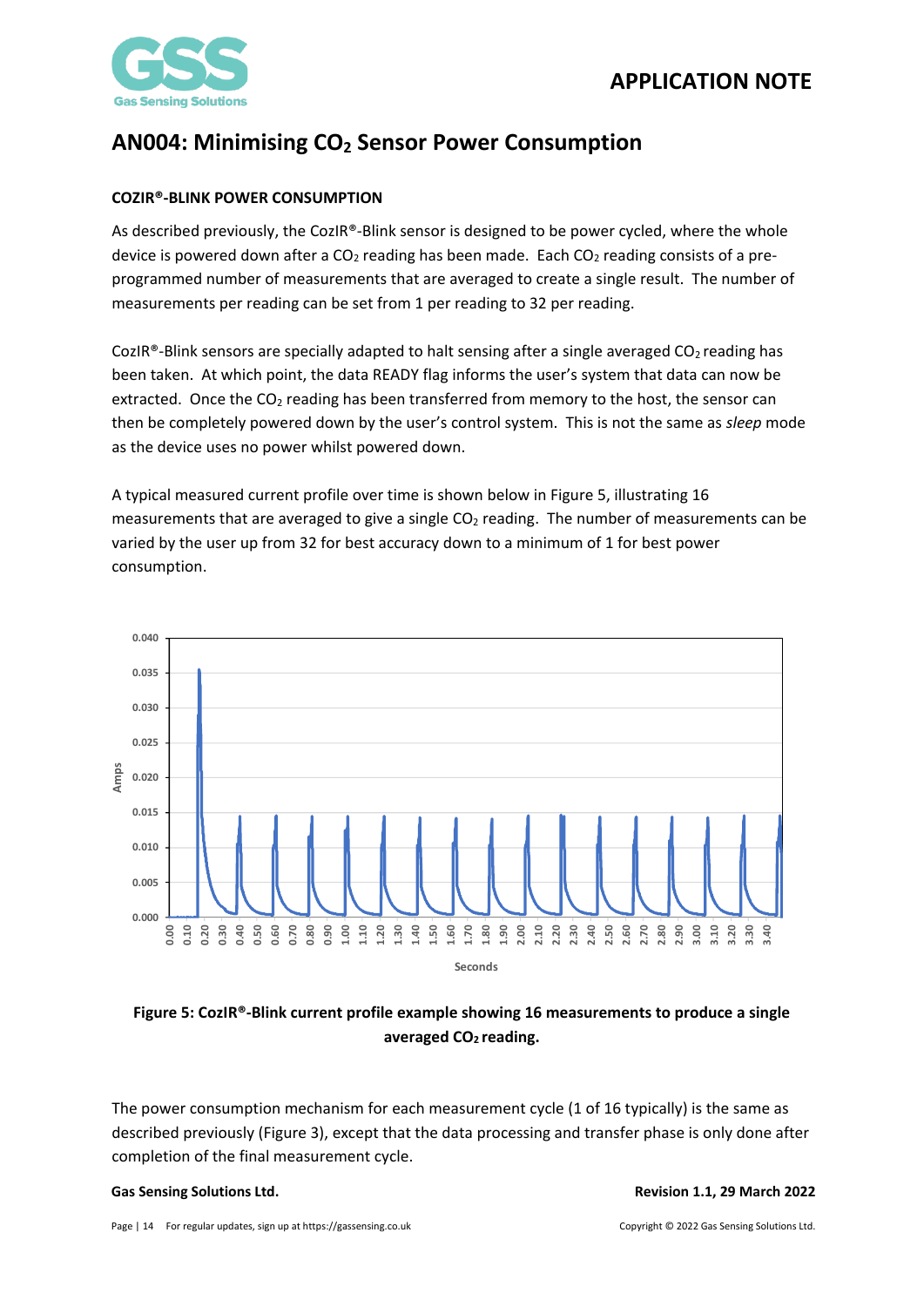# AN004: Minimising $CO_2$ Sensor Power Consumption

## COZIR®-BLINK POWER CONSUMPTION

As described previously, the CozIR®-Blink sensor is designed to be power cycled, where the whole device is powered down after a $CO_2$ reading has been made. Each $CO_2$ reading consists of a pre-programmed number of measurements that are averaged to create a single result. The number of measurements per reading can be set from 1 per reading to 32 per reading.

CozIR®-Blink sensors are specially adapted to halt sensing after a single averaged $CO_2$ reading has been taken. At which point, the data READY flag informs the user's system that data can now be extracted. Once the $CO_2$ reading has been transferred from memory to the host, the sensor can then be completely powered down by the user's control system. This is not the same as *sleep* mode as the device uses no power whilst powered down.

A typical measured current profile over time is shown below in Figure 5, illustrating 16 measurements that are averaged to give a single $CO_2$ reading. The number of measurements can be varied by the user up from 32 for best accuracy down to a minimum of 1 for best power consumption.

**Figure 5: CozIR®-Blink current profile example showing 16 measurements to produce a single averaged $CO_2$ reading.**

The power consumption mechanism for each measurement cycle (1 of 16 typically) is the same as described previously (Figure 3), except that the data processing and transfer phase is only done after completion of the final measurement cycle.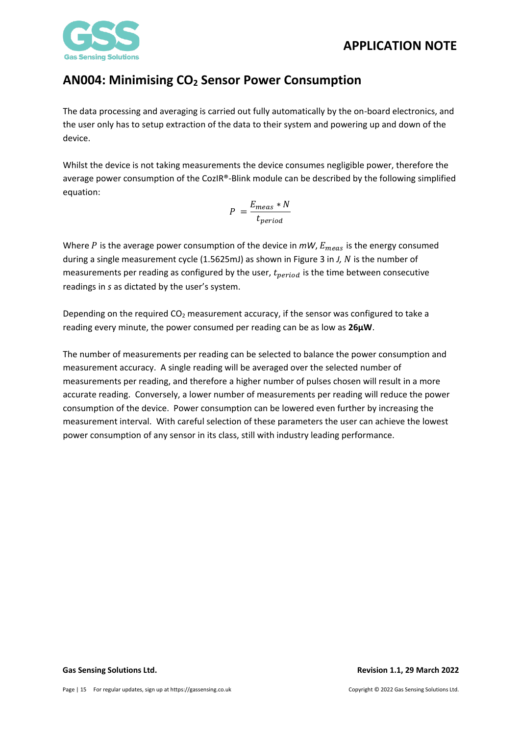## AN004: Minimising $CO_2$ Sensor Power Consumption

The data processing and averaging is carried out fully automatically by the on-board electronics, and the user only has to setup extraction of the data to their system and powering up and down of the device.

Whilst the device is not taking measurements the device consumes negligible power, therefore the average power consumption of the CozIR®-Blink module can be described by the following simplified equation:

$$P = \frac{E_{meas} * N}{t_{period}}$$

Where $P$ is the average power consumption of the device in $mW$, $E_{meas}$ is the energy consumed during a single measurement cycle (1.5625mJ) as shown in Figure 3 in $J$, $N$ is the number of measurements per reading as configured by the user, $t_{period}$ is the time between consecutive readings in $s$ as dictated by the user's system.

Depending on the required $CO_2$ measurement accuracy, if the sensor was configured to take a reading every minute, the power consumed per reading can be as low as **26µW**.

The number of measurements per reading can be selected to balance the power consumption and measurement accuracy. A single reading will be averaged over the selected number of measurements per reading, and therefore a higher number of pulses chosen will result in a more accurate reading. Conversely, a lower number of measurements per reading will reduce the power consumption of the device. Power consumption can be lowered even further by increasing the measurement interval. With careful selection of these parameters the user can achieve the lowest power consumption of any sensor in its class, still with industry leading performance.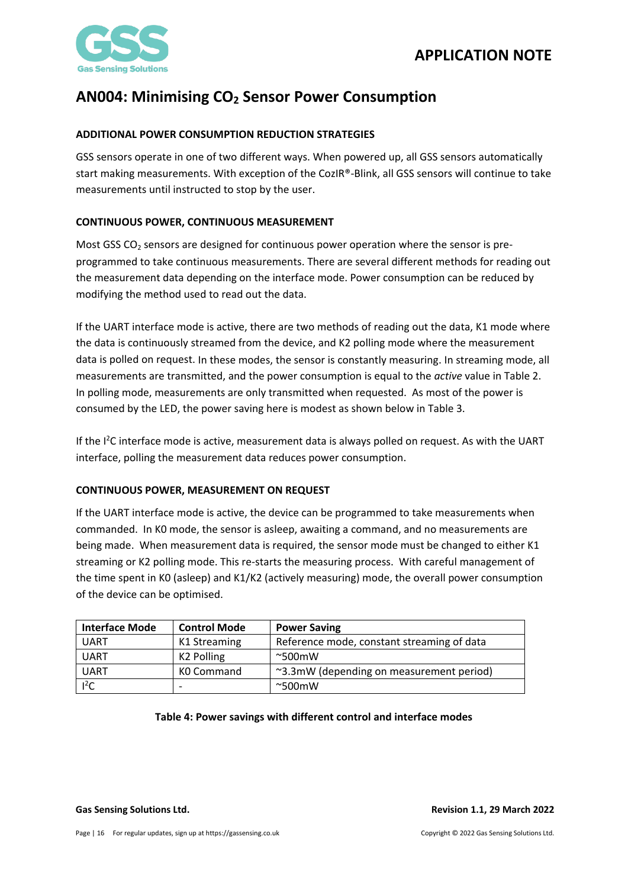## AN004: Minimising $CO_2$ Sensor Power Consumption

### ADDITIONAL POWER CONSUMPTION REDUCTION STRATEGIES

GSS sensors operate in one of two different ways. When powered up, all GSS sensors automatically start making measurements. With exception of the CozIR®-Blink, all GSS sensors will continue to take measurements until instructed to stop by the user.

### CONTINUOUS POWER, CONTINUOUS MEASUREMENT

Most GSS $CO_2$ sensors are designed for continuous power operation where the sensor is pre-programmed to take continuous measurements. There are several different methods for reading out the measurement data depending on the interface mode. Power consumption can be reduced by modifying the method used to read out the data.

If the UART interface mode is active, there are two methods of reading out the data, K1 mode where the data is continuously streamed from the device, and K2 polling mode where the measurement data is polled on request. In these modes, the sensor is constantly measuring. In streaming mode, all measurements are transmitted, and the power consumption is equal to the *active* value in Table 2. In polling mode, measurements are only transmitted when requested. As most of the power is consumed by the LED, the power saving here is modest as shown below in Table 3.

If the I$^2$C interface mode is active, measurement data is always polled on request. As with the UART interface, polling the measurement data reduces power consumption.

### CONTINUOUS POWER, MEASUREMENT ON REQUEST

If the UART interface mode is active, the device can be programmed to take measurements when commanded. In K0 mode, the sensor is asleep, awaiting a command, and no measurements are being made. When measurement data is required, the sensor mode must be changed to either K1 streaming or K2 polling mode. This re-starts the measuring process. With careful management of the time spent in K0 (asleep) and K1/K2 (actively measuring) mode, the overall power consumption of the device can be optimised.

| Interface Mode | Control Mode | Power Saving |
|---|---|---|
| UART | K1 Streaming | Reference mode, constant streaming of data |
| UART | K2 Polling | ~500mW |
| UART | K0 Command | ~3.3mW (depending on measurement period) |
| I$^2$C | - | ~500mW |

**Table 4: Power savings with different control and interface modes**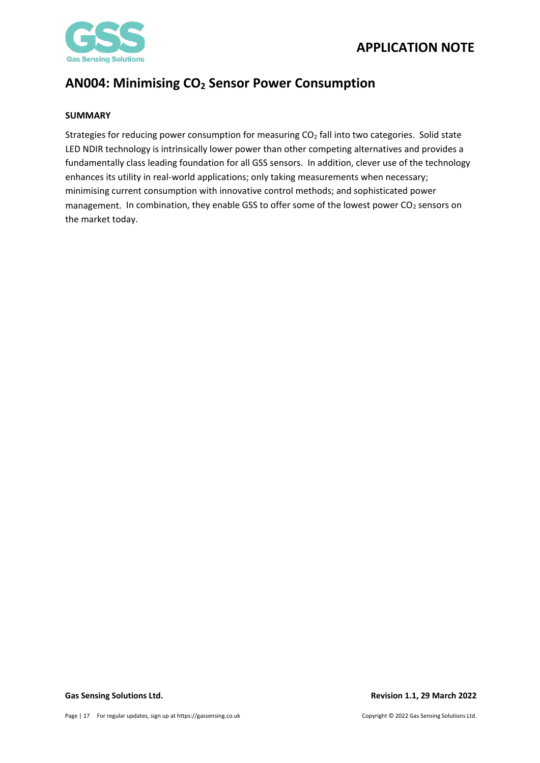# AN004: Minimising $CO_2$ Sensor Power Consumption

**SUMMARY**

Strategies for reducing power consumption for measuring $CO_2$ fall into two categories. Solid state LED NDIR technology is intrinsically lower power than other competing alternatives and provides a fundamentally class leading foundation for all GSS sensors. In addition, clever use of the technology enhances its utility in real-world applications; only taking measurements when necessary; minimising current consumption with innovative control methods; and sophisticated power management. In combination, they enable GSS to offer some of the lowest power $CO_2$ sensors on the market today.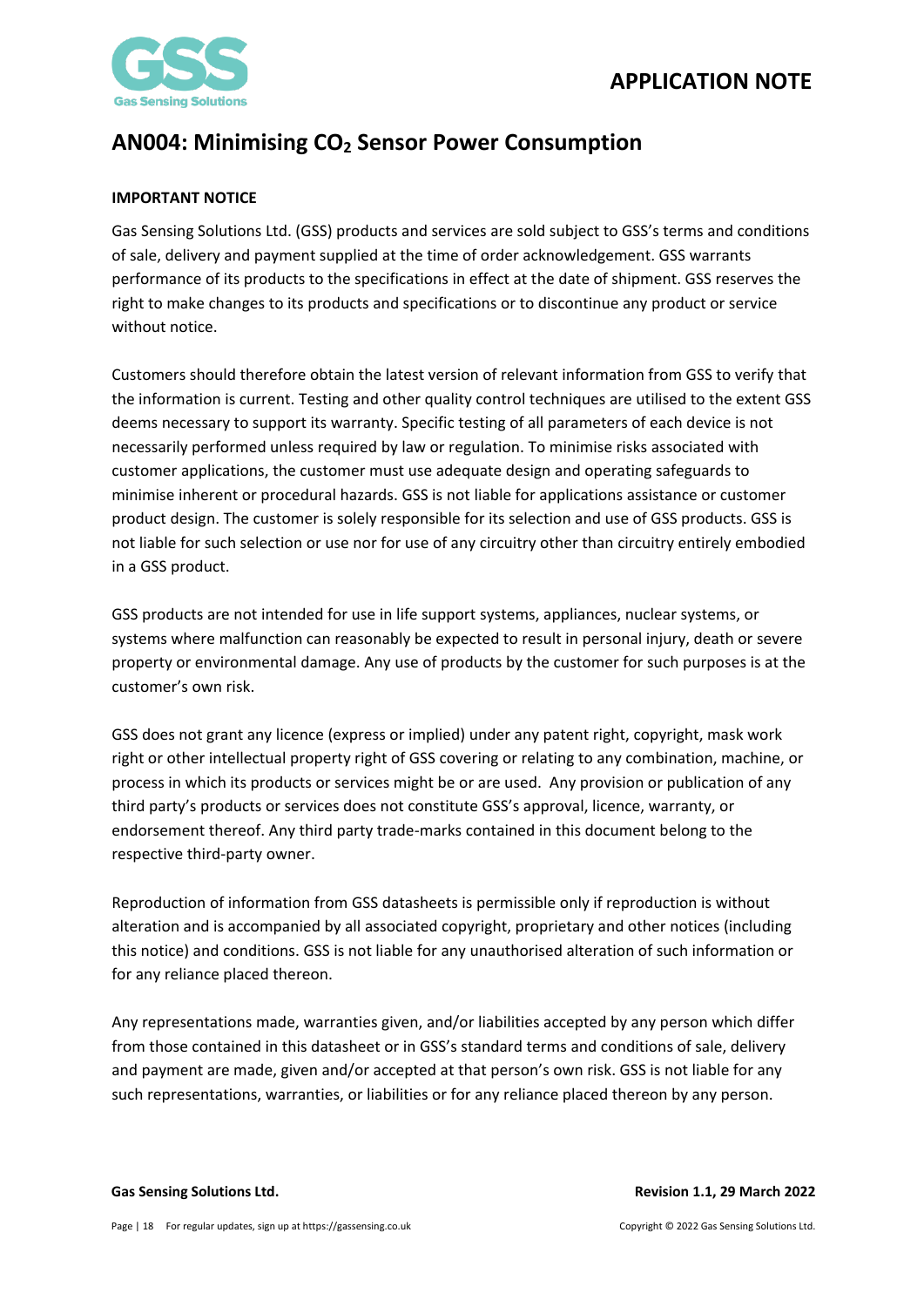## AN004: Minimising $CO_2$ Sensor Power Consumption

**IMPORTANT NOTICE**

Gas Sensing Solutions Ltd. (GSS) products and services are sold subject to GSS's terms and conditions of sale, delivery and payment supplied at the time of order acknowledgement. GSS warrants performance of its products to the specifications in effect at the date of shipment. GSS reserves the right to make changes to its products and specifications or to discontinue any product or service without notice.

Customers should therefore obtain the latest version of relevant information from GSS to verify that the information is current. Testing and other quality control techniques are utilised to the extent GSS deems necessary to support its warranty. Specific testing of all parameters of each device is not necessarily performed unless required by law or regulation. To minimise risks associated with customer applications, the customer must use adequate design and operating safeguards to minimise inherent or procedural hazards. GSS is not liable for applications assistance or customer product design. The customer is solely responsible for its selection and use of GSS products. GSS is not liable for such selection or use nor for use of any circuitry other than circuitry entirely embodied in a GSS product.

GSS products are not intended for use in life support systems, appliances, nuclear systems, or systems where malfunction can reasonably be expected to result in personal injury, death or severe property or environmental damage. Any use of products by the customer for such purposes is at the customer's own risk.

GSS does not grant any licence (express or implied) under any patent right, copyright, mask work right or other intellectual property right of GSS covering or relating to any combination, machine, or process in which its products or services might be or are used. Any provision or publication of any third party's products or services does not constitute GSS's approval, licence, warranty, or endorsement thereof. Any third party trade-marks contained in this document belong to the respective third-party owner.

Reproduction of information from GSS datasheets is permissible only if reproduction is without alteration and is accompanied by all associated copyright, proprietary and other notices (including this notice) and conditions. GSS is not liable for any unauthorised alteration of such information or for any reliance placed thereon.

Any representations made, warranties given, and/or liabilities accepted by any person which differ from those contained in this datasheet or in GSS's standard terms and conditions of sale, delivery and payment are made, given and/or accepted at that person's own risk. GSS is not liable for any such representations, warranties, or liabilities or for any reliance placed thereon by any person.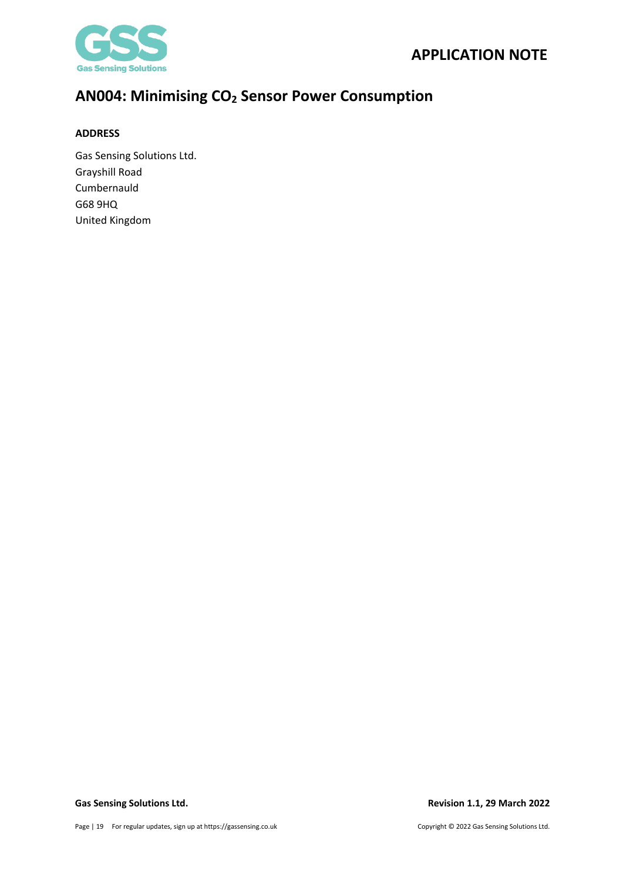## AN004: Minimising $CO_2$ Sensor Power Consumption

**ADDRESS**

Gas Sensing Solutions Ltd.
Grayshill Road
Cumbernauld
G68 9HQ
United Kingdom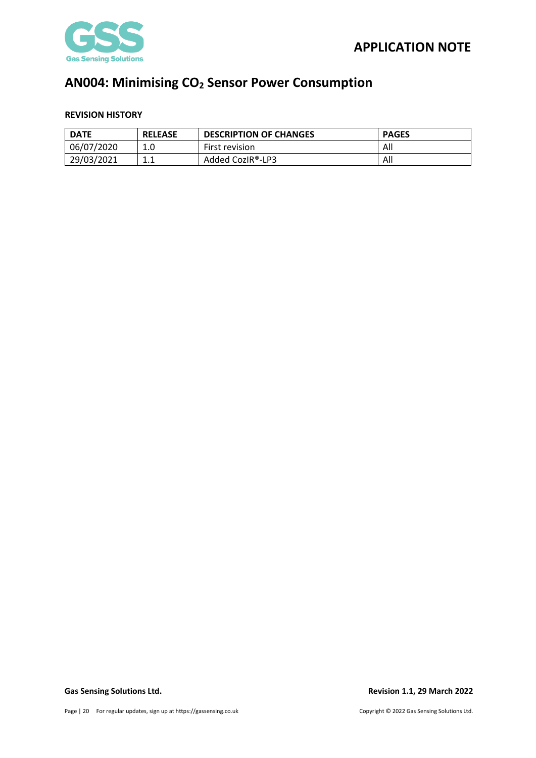# AN004: Minimising $CO_2$ Sensor Power Consumption

**REVISION HISTORY**

| DATE | RELEASE | DESCRIPTION OF CHANGES | PAGES |
|---|---|---|---|
| 06/07/2020 | 1.0 | First revision | All |
| 29/03/2021 | 1.1 | Added CozIR®-LP3 | All |